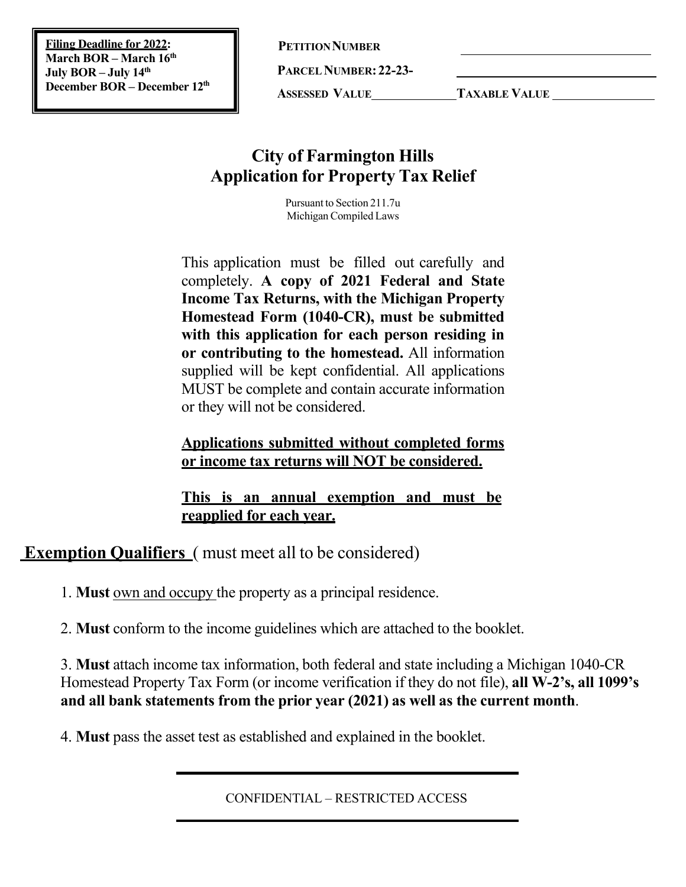**Filing Deadline for 2022:**
**March BOR – March 16th**
**July BOR – July 14th**
**December BOR – December 12th**

**PETITION NUMBER** ______________________

**PARCEL NUMBER: 22-23-** ______________________

**ASSESSED VALUE** ____________ **TAXABLE VALUE** ______________

# City of Farmington Hills
# Application for Property Tax Relief

Pursuant to Section 211.7u
Michigan Compiled Laws

This application must be filled out carefully and completely. **A copy of 2021 Federal and State Income Tax Returns, with the Michigan Property Homestead Form (1040-CR), must be submitted with this application for each person residing in or contributing to the homestead.** All information supplied will be kept confidential. All applications MUST be complete and contain accurate information or they will not be considered.

**Applications submitted without completed forms or income tax returns will NOT be considered.**

**This is an annual exemption and must be reapplied for each year.**

## Exemption Qualifiers ( must meet all to be considered)

1. **Must** own and occupy the property as a principal residence.

2. **Must** conform to the income guidelines which are attached to the booklet.

3. **Must** attach income tax information, both federal and state including a Michigan 1040-CR Homestead Property Tax Form (or income verification if they do not file), **all W-2's, all 1099's and all bank statements from the prior year (2021) as well as the current month**.

4. **Must** pass the asset test as established and explained in the booklet.

CONFIDENTIAL – RESTRICTED ACCESS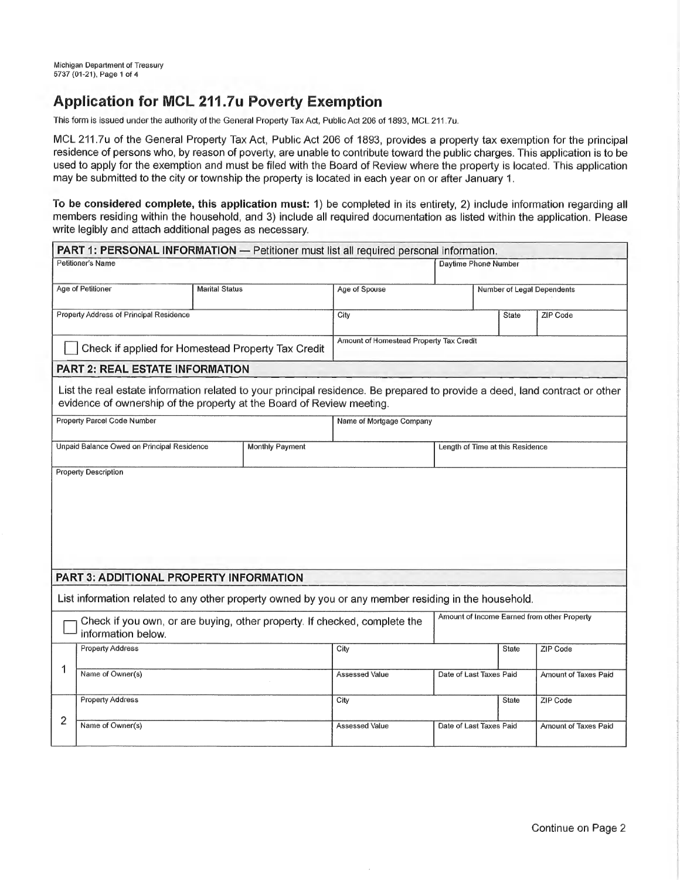Michigan Department of Treasury
5737 (01-21), Page 1 of 4

# Application for MCL 211.7u Poverty Exemption

This form is issued under the authority of the General Property Tax Act, Public Act 206 of 1893, MCL 211.7u.

MCL 211.7u of the General Property Tax Act, Public Act 206 of 1893, provides a property tax exemption for the principal residence of persons who, by reason of poverty, are unable to contribute toward the public charges. This application is to be used to apply for the exemption and must be filed with the Board of Review where the property is located. This application may be submitted to the city or township the property is located in each year on or after January 1.

**To be considered complete, this application must:** 1) be completed in its entirety, 2) include information regarding all members residing within the household, and 3) include all required documentation as listed within the application. Please write legibly and attach additional pages as necessary.

## PART 1: PERSONAL INFORMATION — Petitioner must list all required personal information.

| Petitioner's Name | | | Daytime Phone Number | |
|---|---|---|---|---|
| Age of Petitioner | Marital Status | Age of Spouse | Number of Legal Dependents | |
| Property Address of Principal Residence | | City | State | ZIP Code |

☐ Check if applied for Homestead Property Tax Credit

Amount of Homestead Property Tax Credit

## PART 2: REAL ESTATE INFORMATION

List the real estate information related to your principal residence. Be prepared to provide a deed, land contract or other evidence of ownership of the property at the Board of Review meeting.

| Property Parcel Code Number | | Name of Mortgage Company |
|---|---|---|
| Unpaid Balance Owed on Principal Residence | Monthly Payment | Length of Time at this Residence |

Property Description

## PART 3: ADDITIONAL PROPERTY INFORMATION

List information related to any other property owned by you or any member residing in the household.

☐ Check if you own, or are buying, other property. If checked, complete the information below.

Amount of Income Earned from other Property

| | Property Address | City | | State | ZIP Code |
|---|---|---|---|---|---|
| 1 | Name of Owner(s) | Assessed Value | Date of Last Taxes Paid | | Amount of Taxes Paid |
| | Property Address | City | | State | ZIP Code |
| 2 | Name of Owner(s) | Assessed Value | Date of Last Taxes Paid | | Amount of Taxes Paid |

Continue on Page 2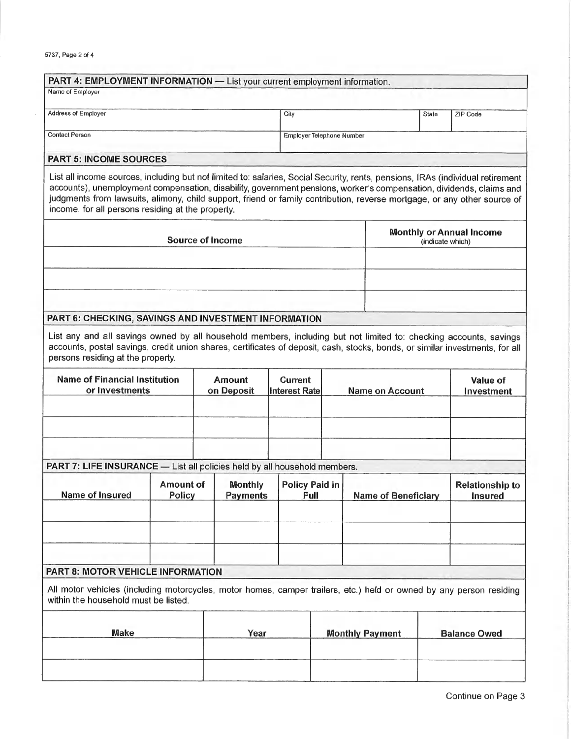## PART 4: EMPLOYMENT INFORMATION — List your current employment information.

| Name of Employer | | | |
|---|---|---|---|
| | | | |

| Address of Employer | City | State | ZIP Code |
|---|---|---|---|
| | | | |

| Contact Person | Employer Telephone Number |
|---|---|
| | |

## PART 5: INCOME SOURCES

List all income sources, including but not limited to: salaries, Social Security, rents, pensions, IRAs (individual retirement accounts), unemployment compensation, disability, government pensions, worker's compensation, dividends, claims and judgments from lawsuits, alimony, child support, friend or family contribution, reverse mortgage, or any other source of income, for all persons residing at the property.

| Source of Income | Monthly or Annual Income (indicate which) |
|---|---|
| | |
| | |
| | |

## PART 6: CHECKING, SAVINGS AND INVESTMENT INFORMATION

List any and all savings owned by all household members, including but not limited to: checking accounts, savings accounts, postal savings, credit union shares, certificates of deposit, cash, stocks, bonds, or similar investments, for all persons residing at the property.

| Name of Financial Institution or Investments | Amount on Deposit | Current Interest Rate | Name on Account | Value of Investment |
|---|---|---|---|---|
| | | | | |
| | | | | |
| | | | | |

## PART 7: LIFE INSURANCE — List all policies held by all household members.

| Name of Insured | Amount of Policy | Monthly Payments | Policy Paid in Full | Name of Beneficiary | Relationship to Insured |
|---|---|---|---|---|---|
| | | | | | |
| | | | | | |
| | | | | | |

## PART 8: MOTOR VEHICLE INFORMATION

All motor vehicles (including motorcycles, motor homes, camper trailers, etc.) held or owned by any person residing within the household must be listed.

| Make | Year | Monthly Payment | Balance Owed |
|---|---|---|---|
| | | | |
| | | | |

Continue on Page 3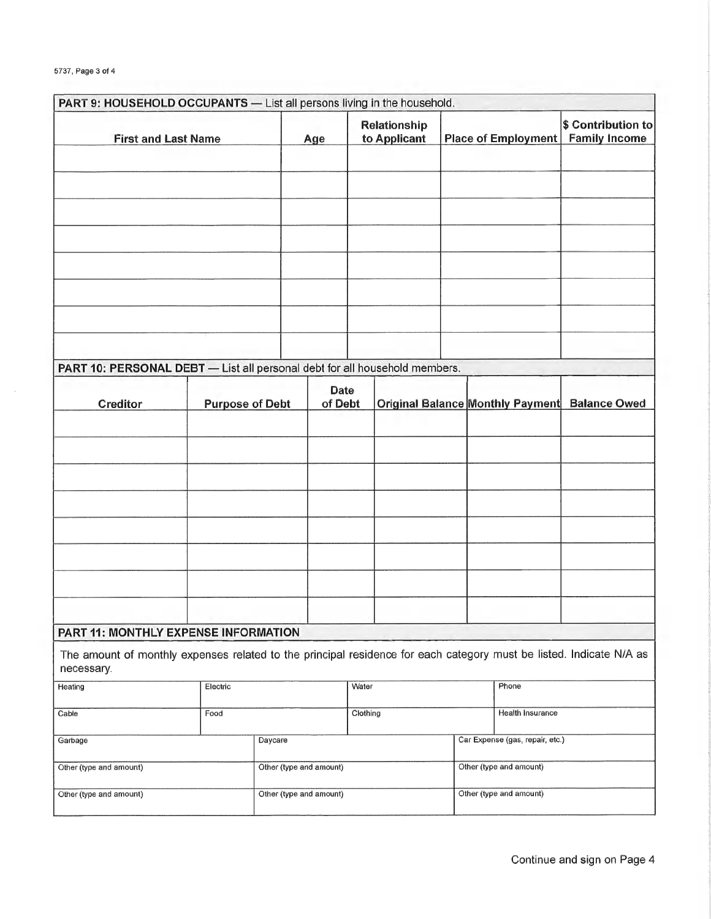## PART 9: HOUSEHOLD OCCUPANTS — List all persons living in the household.

| First and Last Name | Age | Relationship to Applicant | Place of Employment | $ Contribution to Family Income |
|---|---|---|---|---|
| | | | | |
| | | | | |
| | | | | |
| | | | | |
| | | | | |
| | | | | |
| | | | | |
| | | | | |

## PART 10: PERSONAL DEBT — List all personal debt for all household members.

| Creditor | Purpose of Debt | Date of Debt | Original Balance | Monthly Payment | Balance Owed |
|---|---|---|---|---|---|
| | | | | | |
| | | | | | |
| | | | | | |
| | | | | | |
| | | | | | |
| | | | | | |
| | | | | | |
| | | | | | |

## PART 11: MONTHLY EXPENSE INFORMATION

The amount of monthly expenses related to the principal residence for each category must be listed. Indicate N/A as necessary.

| Heating | Electric | Water | Phone |
|---|---|---|---|
| Cable | Food | Clothing | Health Insurance |

| Garbage | Daycare | Car Expense (gas, repair, etc.) |
|---|---|---|
| Other (type and amount) | Other (type and amount) | Other (type and amount) |
| Other (type and amount) | Other (type and amount) | Other (type and amount) |

Continue and sign on Page 4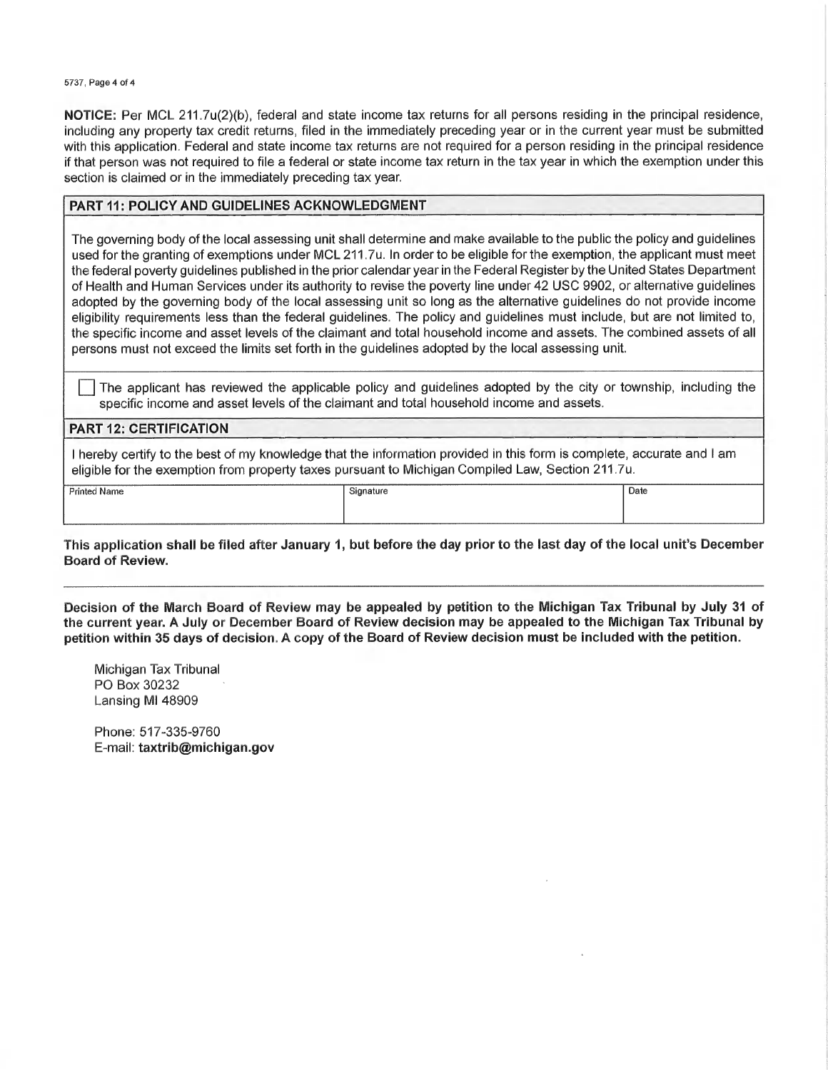**NOTICE:** Per MCL 211.7u(2)(b), federal and state income tax returns for all persons residing in the principal residence, including any property tax credit returns, filed in the immediately preceding year or in the current year must be submitted with this application. Federal and state income tax returns are not required for a person residing in the principal residence if that person was not required to file a federal or state income tax return in the tax year in which the exemption under this section is claimed or in the immediately preceding tax year.

## PART 11: POLICY AND GUIDELINES ACKNOWLEDGMENT

The governing body of the local assessing unit shall determine and make available to the public the policy and guidelines used for the granting of exemptions under MCL 211.7u. In order to be eligible for the exemption, the applicant must meet the federal poverty guidelines published in the prior calendar year in the Federal Register by the United States Department of Health and Human Services under its authority to revise the poverty line under 42 USC 9902, or alternative guidelines adopted by the governing body of the local assessing unit so long as the alternative guidelines do not provide income eligibility requirements less than the federal guidelines. The policy and guidelines must include, but are not limited to, the specific income and asset levels of the claimant and total household income and assets. The combined assets of all persons must not exceed the limits set forth in the guidelines adopted by the local assessing unit.

☐ The applicant has reviewed the applicable policy and guidelines adopted by the city or township, including the specific income and asset levels of the claimant and total household income and assets.

## PART 12: CERTIFICATION

I hereby certify to the best of my knowledge that the information provided in this form is complete, accurate and I am eligible for the exemption from property taxes pursuant to Michigan Compiled Law, Section 211.7u.

| Printed Name | Signature | Date |
|---|---|---|
| | | |

**This application shall be filed after January 1, but before the day prior to the last day of the local unit's December Board of Review.**

---

**Decision of the March Board of Review may be appealed by petition to the Michigan Tax Tribunal by July 31 of the current year. A July or December Board of Review decision may be appealed to the Michigan Tax Tribunal by petition within 35 days of decision. A copy of the Board of Review decision must be included with the petition.**

Michigan Tax Tribunal
PO Box 30232
Lansing MI 48909

Phone: 517-335-9760
E-mail: **taxtrib@michigan.gov**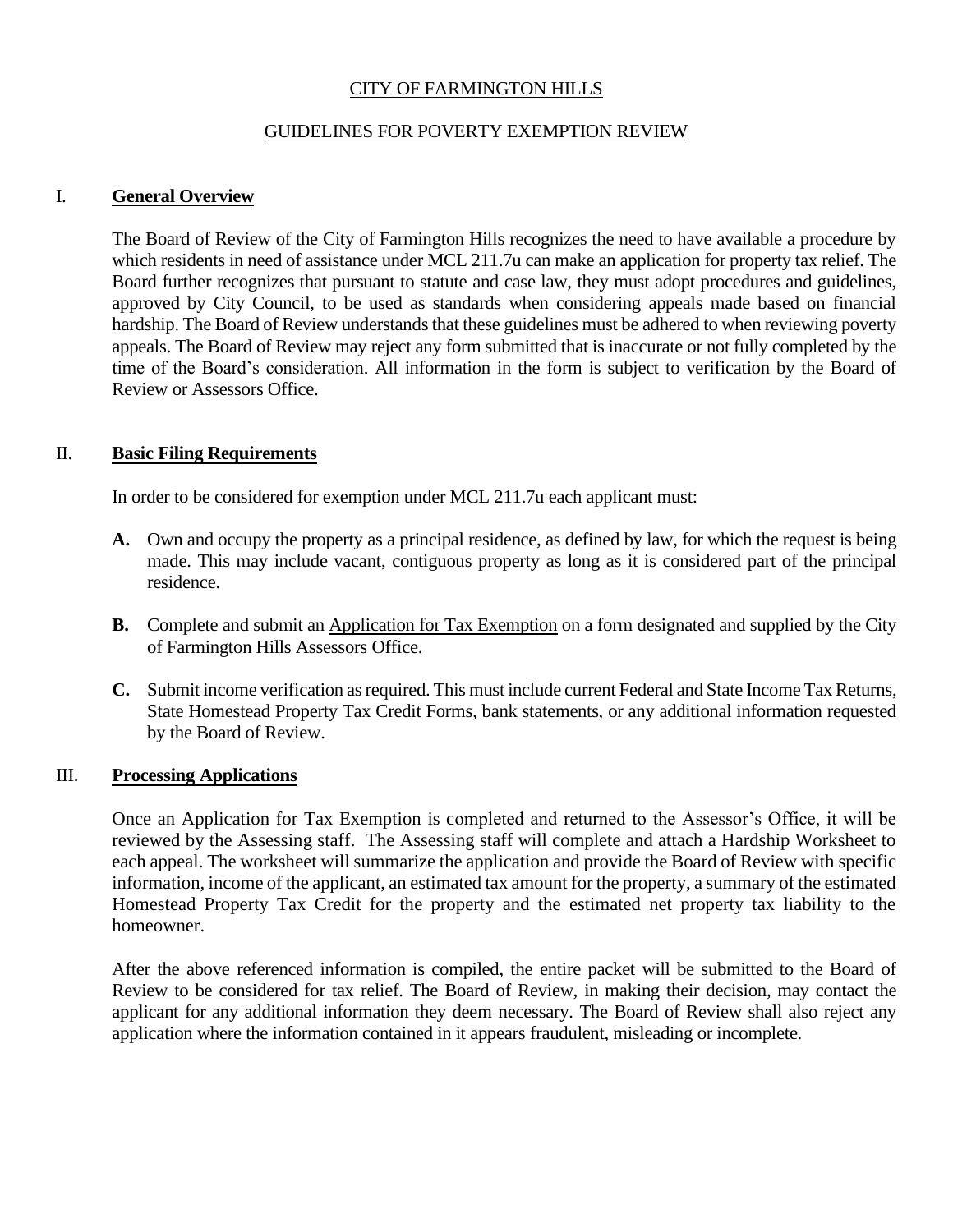CITY OF FARMINGTON HILLS

GUIDELINES FOR POVERTY EXEMPTION REVIEW

## I. **General Overview**

The Board of Review of the City of Farmington Hills recognizes the need to have available a procedure by which residents in need of assistance under MCL 211.7u can make an application for property tax relief. The Board further recognizes that pursuant to statute and case law, they must adopt procedures and guidelines, approved by City Council, to be used as standards when considering appeals made based on financial hardship. The Board of Review understands that these guidelines must be adhered to when reviewing poverty appeals. The Board of Review may reject any form submitted that is inaccurate or not fully completed by the time of the Board's consideration. All information in the form is subject to verification by the Board of Review or Assessors Office.

## II. **Basic Filing Requirements**

In order to be considered for exemption under MCL 211.7u each applicant must:

**A.** Own and occupy the property as a principal residence, as defined by law, for which the request is being made. This may include vacant, contiguous property as long as it is considered part of the principal residence.

**B.** Complete and submit an Application for Tax Exemption on a form designated and supplied by the City of Farmington Hills Assessors Office.

**C.** Submit income verification as required. This must include current Federal and State Income Tax Returns, State Homestead Property Tax Credit Forms, bank statements, or any additional information requested by the Board of Review.

## III. **Processing Applications**

Once an Application for Tax Exemption is completed and returned to the Assessor's Office, it will be reviewed by the Assessing staff. The Assessing staff will complete and attach a Hardship Worksheet to each appeal. The worksheet will summarize the application and provide the Board of Review with specific information, income of the applicant, an estimated tax amount for the property, a summary of the estimated Homestead Property Tax Credit for the property and the estimated net property tax liability to the homeowner.

After the above referenced information is compiled, the entire packet will be submitted to the Board of Review to be considered for tax relief. The Board of Review, in making their decision, may contact the applicant for any additional information they deem necessary. The Board of Review shall also reject any application where the information contained in it appears fraudulent, misleading or incomplete.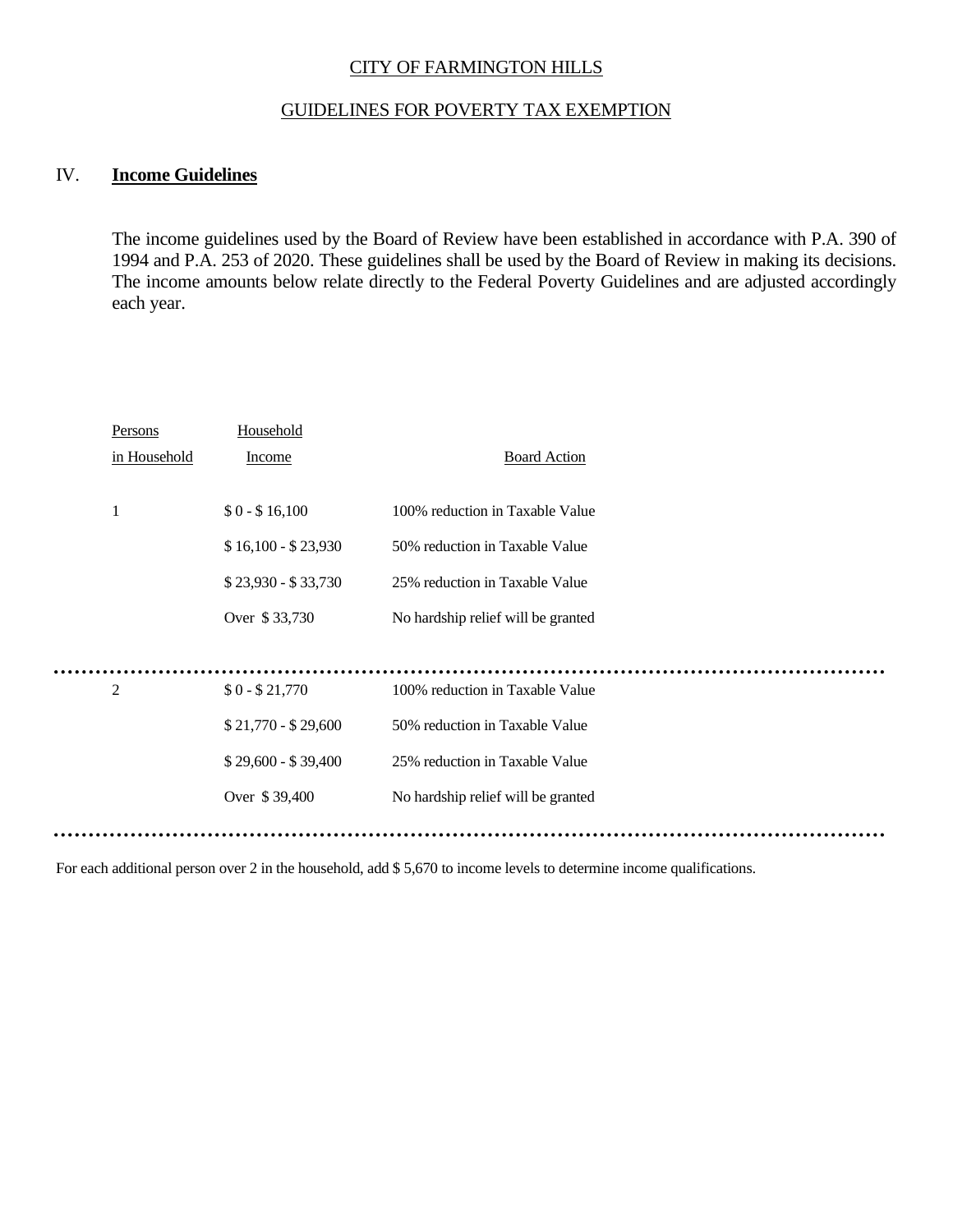CITY OF FARMINGTON HILLS

GUIDELINES FOR POVERTY TAX EXEMPTION

## IV. **Income Guidelines**

The income guidelines used by the Board of Review have been established in accordance with P.A. 390 of 1994 and P.A. 253 of 2020. These guidelines shall be used by the Board of Review in making its decisions. The income amounts below relate directly to the Federal Poverty Guidelines and are adjusted accordingly each year.

| Persons in Household | Household Income | Board Action |
|---|---|---|
| 1 | $ 0 - $ 16,100 | 100% reduction in Taxable Value |
| | $ 16,100 - $ 23,930 | 50% reduction in Taxable Value |
| | $ 23,930 - $ 33,730 | 25% reduction in Taxable Value |
| | Over $ 33,730 | No hardship relief will be granted |
| 2 | $ 0 - $ 21,770 | 100% reduction in Taxable Value |
| | $ 21,770 - $ 29,600 | 50% reduction in Taxable Value |
| | $ 29,600 - $ 39,400 | 25% reduction in Taxable Value |
| | Over $ 39,400 | No hardship relief will be granted |

For each additional person over 2 in the household, add $ 5,670 to income levels to determine income qualifications.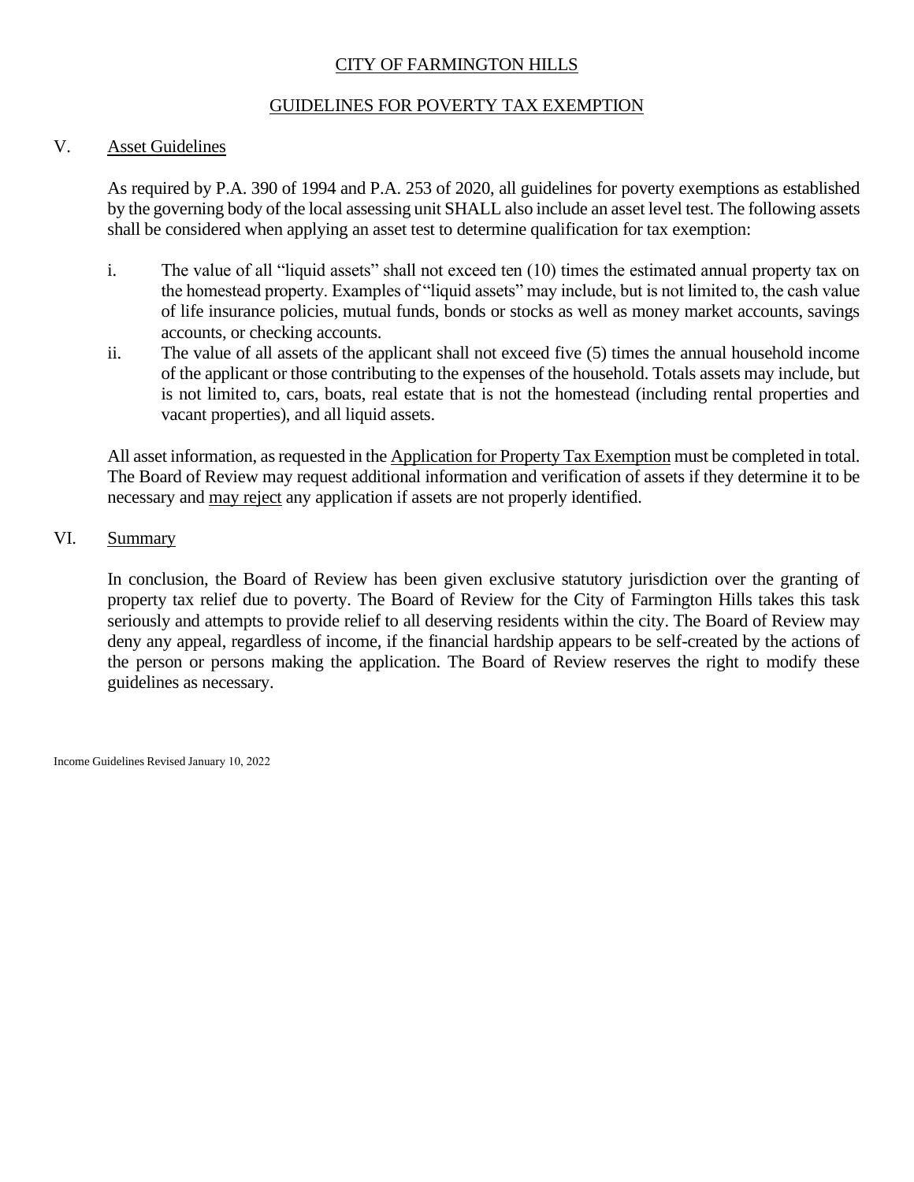CITY OF FARMINGTON HILLS

GUIDELINES FOR POVERTY TAX EXEMPTION

## V. Asset Guidelines

As required by P.A. 390 of 1994 and P.A. 253 of 2020, all guidelines for poverty exemptions as established by the governing body of the local assessing unit SHALL also include an asset level test. The following assets shall be considered when applying an asset test to determine qualification for tax exemption:

i. The value of all "liquid assets" shall not exceed ten (10) times the estimated annual property tax on the homestead property. Examples of "liquid assets" may include, but is not limited to, the cash value of life insurance policies, mutual funds, bonds or stocks as well as money market accounts, savings accounts, or checking accounts.

ii. The value of all assets of the applicant shall not exceed five (5) times the annual household income of the applicant or those contributing to the expenses of the household. Totals assets may include, but is not limited to, cars, boats, real estate that is not the homestead (including rental properties and vacant properties), and all liquid assets.

All asset information, as requested in the Application for Property Tax Exemption must be completed in total. The Board of Review may request additional information and verification of assets if they determine it to be necessary and may reject any application if assets are not properly identified.

## VI. Summary

In conclusion, the Board of Review has been given exclusive statutory jurisdiction over the granting of property tax relief due to poverty. The Board of Review for the City of Farmington Hills takes this task seriously and attempts to provide relief to all deserving residents within the city. The Board of Review may deny any appeal, regardless of income, if the financial hardship appears to be self-created by the actions of the person or persons making the application. The Board of Review reserves the right to modify these guidelines as necessary.

Income Guidelines Revised January 10, 2022